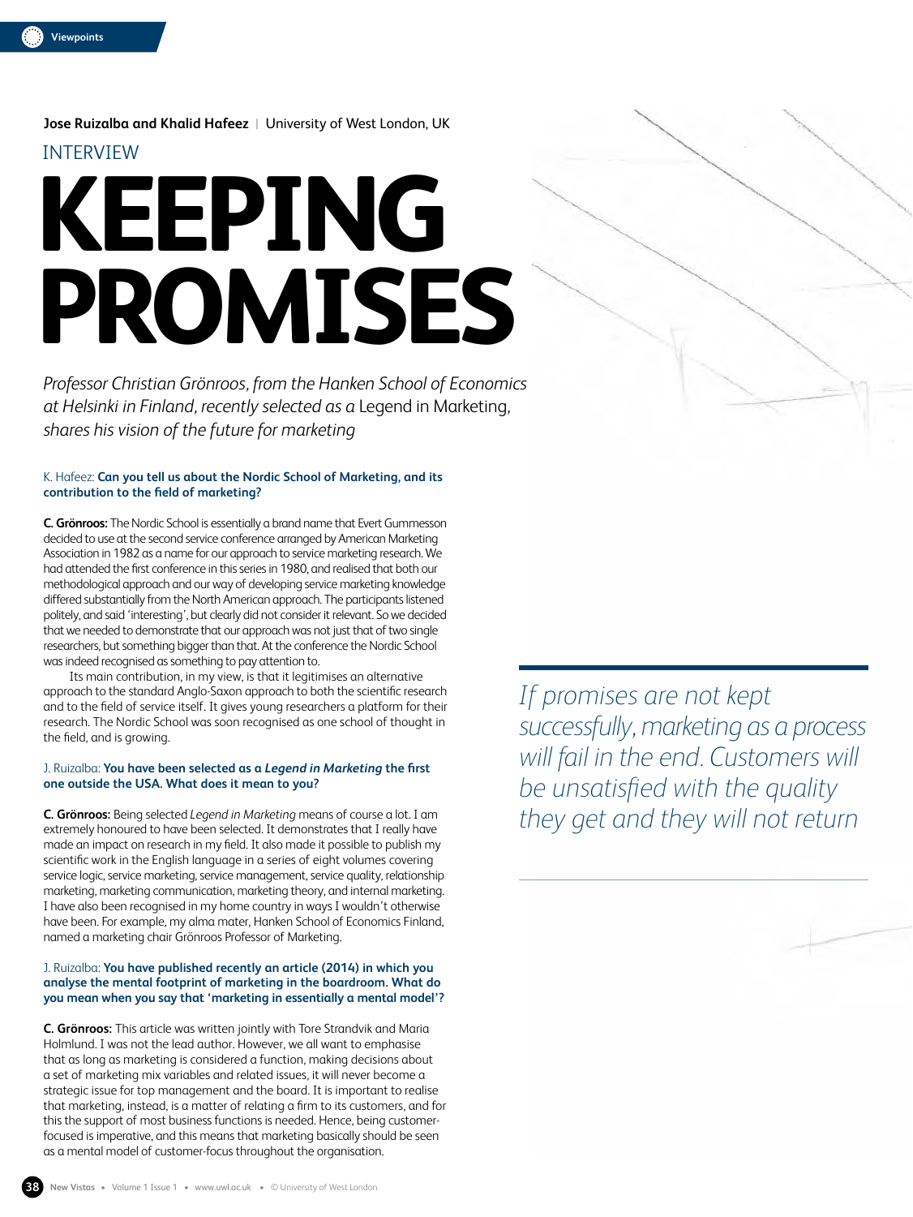**Jose Ruizalba and Khalid Hafeez** | University of West London, UK

INTERVIEW

# KEEPING PROMISES

*Professor Christian Grönroos, from the Hanken School of Economics at Helsinki in Finland, recently selected as a* Legend in Marketing*, shares his vision of the future for marketing*

K. Hafeez: **Can you tell us about the Nordic School of Marketing, and its contribution to the field of marketing?**

**C. Grönroos:** The Nordic School is essentially a brand name that Evert Gummesson decided to use at the second service conference arranged by American Marketing Association in 1982 as a name for our approach to service marketing research. We had attended the first conference in this series in 1980, and realised that both our methodological approach and our way of developing service marketing knowledge differed substantially from the North American approach. The participants listened politely, and said 'interesting', but clearly did not consider it relevant. So we decided that we needed to demonstrate that our approach was not just that of two single researchers, but something bigger than that. At the conference the Nordic School was indeed recognised as something to pay attention to.

Its main contribution, in my view, is that it legitimises an alternative approach to the standard Anglo-Saxon approach to both the scientific research and to the field of service itself. It gives young researchers a platform for their research. The Nordic School was soon recognised as one school of thought in the field, and is growing.

J. Ruizalba: **You have been selected as a *Legend in Marketing* the first one outside the USA. What does it mean to you?**

**C. Grönroos:** Being selected *Legend in Marketing* means of course a lot. I am extremely honoured to have been selected. It demonstrates that I really have made an impact on research in my field. It also made it possible to publish my scientific work in the English language in a series of eight volumes covering service logic, service marketing, service management, service quality, relationship marketing, marketing communication, marketing theory, and internal marketing. I have also been recognised in my home country in ways I wouldn't otherwise have been. For example, my alma mater, Hanken School of Economics Finland, named a marketing chair Grönroos Professor of Marketing.

J. Ruizalba: **You have published recently an article (2014) in which you analyse the mental footprint of marketing in the boardroom. What do you mean when you say that 'marketing in essentially a mental model'?**

**C. Grönroos:** This article was written jointly with Tore Strandvik and Maria Holmlund. I was not the lead author. However, we all want to emphasise that as long as marketing is considered a function, making decisions about a set of marketing mix variables and related issues, it will never become a strategic issue for top management and the board. It is important to realise that marketing, instead, is a matter of relating a firm to its customers, and for this the support of most business functions is needed. Hence, being customer-focused is imperative, and this means that marketing basically should be seen as a mental model of customer-focus throughout the organisation.

> *If promises are not kept successfully, marketing as a process will fail in the end. Customers will be unsatisfied with the quality they get and they will not return*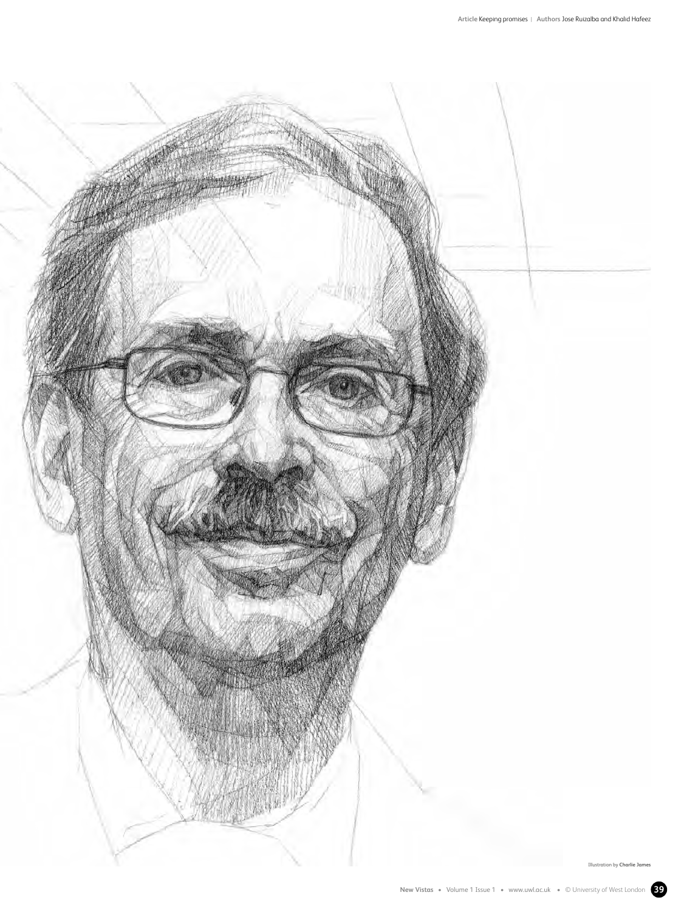Illustration by **Charlie James**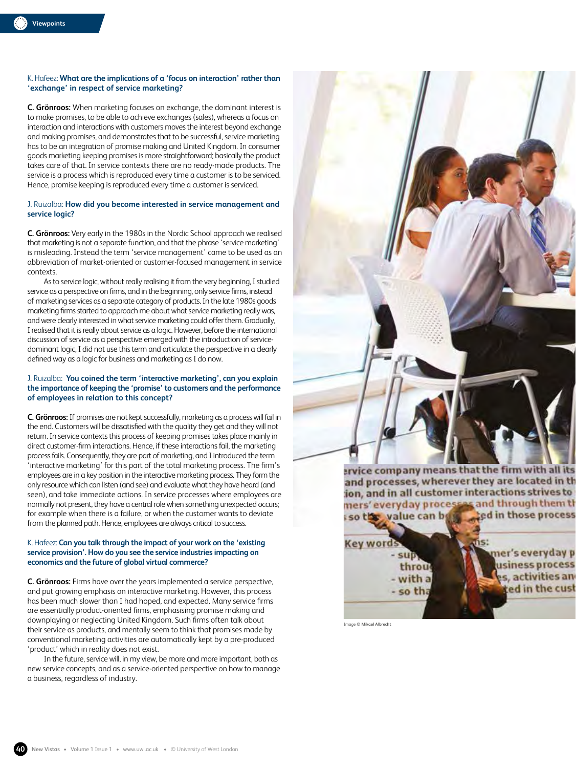K. Hafeez: **What are the implications of a 'focus on interaction' rather than 'exchange' in respect of service marketing?**

**C. Grönroos:** When marketing focuses on exchange, the dominant interest is to make promises, to be able to achieve exchanges (sales), whereas a focus on interaction and interactions with customers moves the interest beyond exchange and making promises, and demonstrates that to be successful, service marketing has to be an integration of promise making and United Kingdom. In consumer goods marketing keeping promises is more straightforward; basically the product takes care of that. In service contexts there are no ready-made products. The service is a process which is reproduced every time a customer is to be serviced. Hence, promise keeping is reproduced every time a customer is serviced.

J. Ruizalba: **How did you become interested in service management and service logic?**

**C. Grönroos:** Very early in the 1980s in the Nordic School approach we realised that marketing is not a separate function, and that the phrase 'service marketing' is misleading. Instead the term 'service management' came to be used as an abbreviation of market-oriented or customer-focused management in service contexts.

As to service logic, without really realising it from the very beginning, I studied service as a perspective on firms, and in the beginning, only service firms, instead of marketing services as a separate category of products. In the late 1980s goods marketing firms started to approach me about what service marketing really was, and were clearly interested in what service marketing could offer them. Gradually, I realised that it is really about service as a logic. However, before the international discussion of service as a perspective emerged with the introduction of service-dominant logic, I did not use this term and articulate the perspective in a clearly defined way as a logic for business and marketing as I do now.

J. Ruizalba: **You coined the term 'interactive marketing', can you explain the importance of keeping the 'promise' to customers and the performance of employees in relation to this concept?**

**C. Grönroos:** If promises are not kept successfully, marketing as a process will fail in the end. Customers will be dissatisfied with the quality they get and they will not return. In service contexts this process of keeping promises takes place mainly in direct customer-firm interactions. Hence, if these interactions fail, the marketing process fails. Consequently, they are part of marketing, and I introduced the term 'interactive marketing' for this part of the total marketing process. The firm's employees are in a key position in the interactive marketing process. They form the only resource which can listen (and see) and evaluate what they have heard (and seen), and take immediate actions. In service processes where employees are normally not present, they have a central role when something unexpected occurs; for example when there is a failure, or when the customer wants to deviate from the planned path. Hence, employees are always critical to success.

K. Hafeez: **Can you talk through the impact of your work on the 'existing service provision'. How do you see the service industries impacting on economics and the future of global virtual commerce?**

**C. Grönroos:** Firms have over the years implemented a service perspective, and put growing emphasis on interactive marketing. However, this process has been much slower than I had hoped, and expected. Many service firms are essentially product-oriented firms, emphasising promise making and downplaying or neglecting United Kingdom. Such firms often talk about their service as products, and mentally seem to think that promises made by conventional marketing activities are automatically kept by a pre-produced 'product' which in reality does not exist.

In the future, service will, in my view, be more and more important, both as new service concepts, and as a service-oriented perspective on how to manage a business, regardless of industry.

Image © Mikael Albrecht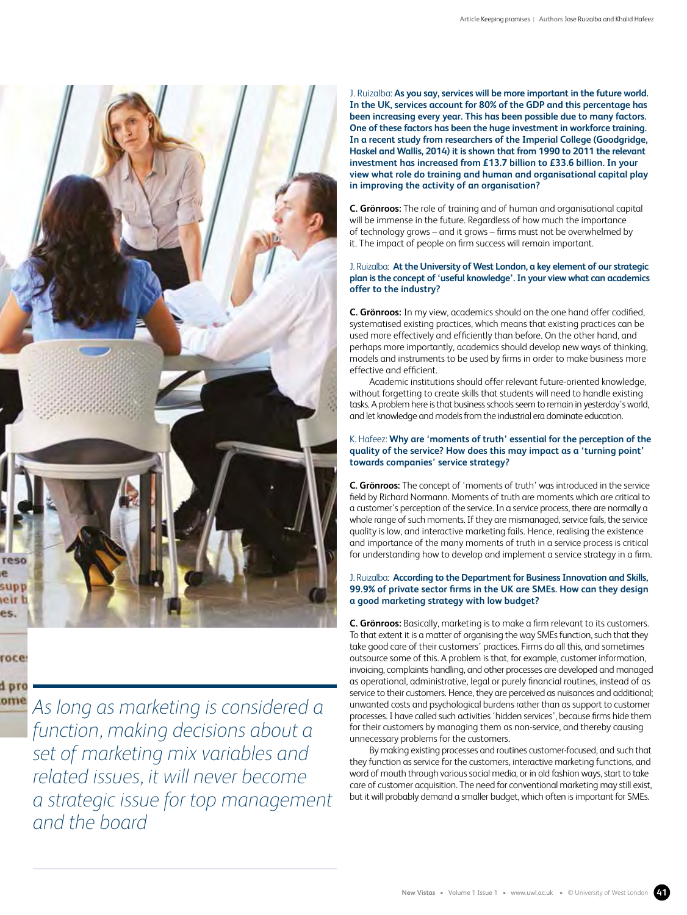J. Ruizalba: **As you say, services will be more important in the future world. In the UK, services account for 80% of the GDP and this percentage has been increasing every year. This has been possible due to many factors. One of these factors has been the huge investment in workforce training. In a recent study from researchers of the Imperial College (Goodgridge, Haskel and Wallis, 2014) it is shown that from 1990 to 2011 the relevant investment has increased from £13.7 billion to £33.6 billion. In your view what role do training and human and organisational capital play in improving the activity of an organisation?**

**C. Grönroos:** The role of training and of human and organisational capital will be immense in the future. Regardless of how much the importance of technology grows – and it grows – firms must not be overwhelmed by it. The impact of people on firm success will remain important.

J. Ruizalba: **At the University of West London, a key element of our strategic plan is the concept of 'useful knowledge'. In your view what can academics offer to the industry?**

**C. Grönroos:** In my view, academics should on the one hand offer codified, systematised existing practices, which means that existing practices can be used more effectively and efficiently than before. On the other hand, and perhaps more importantly, academics should develop new ways of thinking, models and instruments to be used by firms in order to make business more effective and efficient.

Academic institutions should offer relevant future-oriented knowledge, without forgetting to create skills that students will need to handle existing tasks. A problem here is that business schools seem to remain in yesterday's world, and let knowledge and models from the industrial era dominate education.

K. Hafeez: **Why are 'moments of truth' essential for the perception of the quality of the service? How does this may impact as a 'turning point' towards companies' service strategy?**

**C. Grönroos:** The concept of 'moments of truth' was introduced in the service field by Richard Normann. Moments of truth are moments which are critical to a customer's perception of the service. In a service process, there are normally a whole range of such moments. If they are mismanaged, service fails, the service quality is low, and interactive marketing fails. Hence, realising the existence and importance of the many moments of truth in a service process is critical for understanding how to develop and implement a service strategy in a firm.

J. Ruizalba: **According to the Department for Business Innovation and Skills, 99.9% of private sector firms in the UK are SMEs. How can they design a good marketing strategy with low budget?**

**C. Grönroos:** Basically, marketing is to make a firm relevant to its customers. To that extent it is a matter of organising the way SMEs function, such that they take good care of their customers' practices. Firms do all this, and sometimes outsource some of this. A problem is that, for example, customer information, invoicing, complaints handling, and other processes are developed and managed as operational, administrative, legal or purely financial routines, instead of as service to their customers. Hence, they are perceived as nuisances and additional; unwanted costs and psychological burdens rather than as support to customer processes. I have called such activities 'hidden services', because firms hide them for their customers by managing them as non-service, and thereby causing unnecessary problems for the customers.

By making existing processes and routines customer-focused, and such that they function as service for the customers, interactive marketing functions, and word of mouth through various social media, or in old fashion ways, start to take care of customer acquisition. The need for conventional marketing may still exist, but it will probably demand a smaller budget, which often is important for SMEs.

*As long as marketing is considered a function, making decisions about a set of marketing mix variables and related issues, it will never become a strategic issue for top management and the board*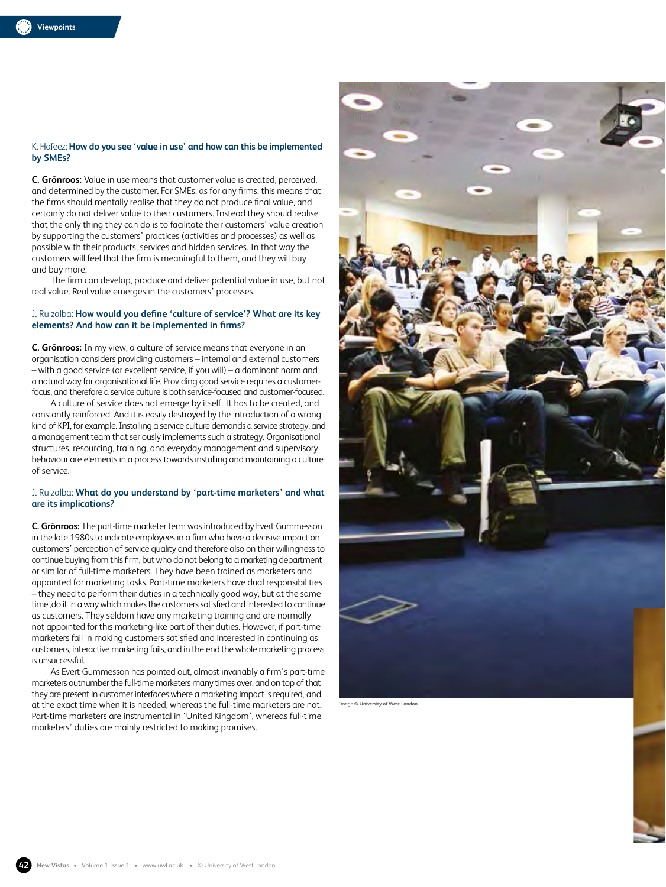K. Hafeez: **How do you see 'value in use' and how can this be implemented by SMEs?**

**C. Grönroos:** Value in use means that customer value is created, perceived, and determined by the customer. For SMEs, as for any firms, this means that the firms should mentally realise that they do not produce final value, and certainly do not deliver value to their customers. Instead they should realise that the only thing they can do is to facilitate their customers' value creation by supporting the customers' practices (activities and processes) as well as possible with their products, services and hidden services. In that way the customers will feel that the firm is meaningful to them, and they will buy and buy more.

The firm can develop, produce and deliver potential value in use, but not real value. Real value emerges in the customers' processes.

J. Ruizalba: **How would you define 'culture of service'? What are its key elements? And how can it be implemented in firms?**

**C. Grönroos:** In my view, a culture of service means that everyone in an organisation considers providing customers – internal and external customers – with a good service (or excellent service, if you will) – a dominant norm and a natural way for organisational life. Providing good service requires a customer-focus, and therefore a service culture is both service-focused and customer-focused.

A culture of service does not emerge by itself. It has to be created, and constantly reinforced. And it is easily destroyed by the introduction of a wrong kind of KPI, for example. Installing a service culture demands a service strategy, and a management team that seriously implements such a strategy. Organisational structures, resourcing, training, and everyday management and supervisory behaviour are elements in a process towards installing and maintaining a culture of service.

J. Ruizalba: **What do you understand by 'part-time marketers' and what are its implications?**

**C. Grönroos:** The part-time marketer term was introduced by Evert Gummesson in the late 1980s to indicate employees in a firm who have a decisive impact on customers' perception of service quality and therefore also on their willingness to continue buying from this firm, but who do not belong to a marketing department or similar of full-time marketers. They have been trained as marketers and appointed for marketing tasks. Part-time marketers have dual responsibilities – they need to perform their duties in a technically good way, but at the same time ,do it in a way which makes the customers satisfied and interested to continue as customers. They seldom have any marketing training and are normally not appointed for this marketing-like part of their duties. However, if part-time marketers fail in making customers satisfied and interested in continuing as customers, interactive marketing fails, and in the end the whole marketing process is unsuccessful.

As Evert Gummesson has pointed out, almost invariably a firm's part-time marketers outnumber the full-time marketers many times over, and on top of that they are present in customer interfaces where a marketing impact is required, and at the exact time when it is needed, whereas the full-time marketers are not. Part-time marketers are instrumental in 'United Kingdom', whereas full-time marketers' duties are mainly restricted to making promises.

Image © University of West London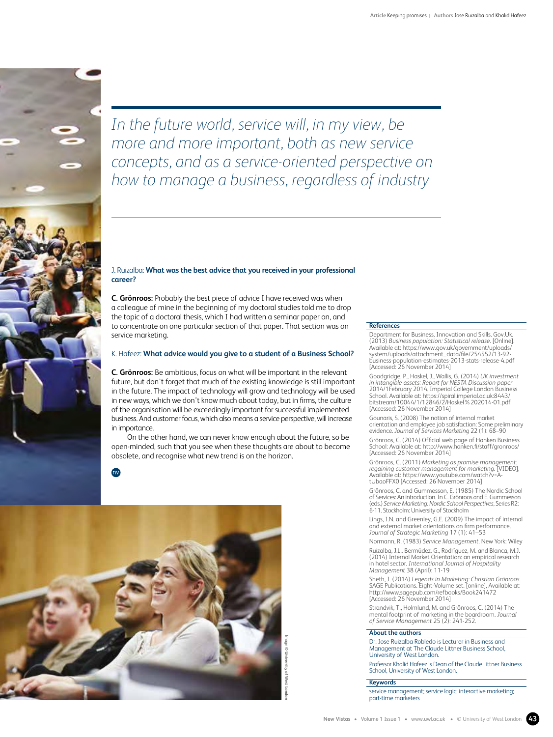*In the future world, service will, in my view, be more and more important, both as new service concepts, and as a service-oriented perspective on how to manage a business, regardless of industry*

J. Ruizalba: **What was the best advice that you received in your professional career?**

**C. Grönroos:** Probably the best piece of advice I have received was when a colleague of mine in the beginning of my doctoral studies told me to drop the topic of a doctoral thesis, which I had written a seminar paper on, and to concentrate on one particular section of that paper. That section was on service marketing.

K. Hafeez: **What advice would you give to a student of a Business School?**

**C. Grönroos:** Be ambitious, focus on what will be important in the relevant future, but don't forget that much of the existing knowledge is still important in the future. The impact of technology will grow and technology will be used in new ways, which we don't know much about today, but in firms, the culture of the organisation will be exceedingly important for successful implemented business. And customer focus, which also means a service perspective, will increase in importance.

On the other hand, we can never know enough about the future, so be open-minded, such that you see when these thoughts are about to become obsolete, and recognise what new trend is on the horizon.

nv

Image © University of West London

### References

Department for Business, Innovation and Skills. Gov.Uk. (2013) *Business population: Statistical release*. [Online]. Available at: https://www.gov.uk/government/uploads/system/uploads/attachment_data/file/254552/13-92-business-population-estimates-2013-stats-release-4.pdf [Accessed: 26 November 2014]

Goodgridge, P., Haskel, J., Wallis, G. (2014) *UK investment in intangible assets: Report for NESTA Discussion paper* 2014/1February 2014. Imperial College London Business School. Available at: https://spiral.imperial.ac.uk:8443/bitstream/10044/1/12846/2/Haskel%202014-01.pdf [Accessed: 26 November 2014]

Gounaris, S. (2008) The notion of internal market orientation and employee job satisfaction: Some preliminary evidence. *Journal of Services Marketing* 22 (1): 68–90

Grönroos, C. (2014) Official web page of Hanken Business School: Available at: http://www.hanken.fi/staff/gronroos/ [Accessed: 26 November 2014]

Grönroos, C. (2011) *Marketing as promise management: regaining customer management for marketing*. [VIDEO], Available at: https://www.youtube.com/watch?v=A-tUbaoFFX0 [Accessed: 26 November 2014]

Grönroos, C. and Gummesson, E. (1985) The Nordic School of Services: An introduction. In C. Grönroos and E. Gummesson (eds.) *Service Marketing: Nordic School Perspectives*, Series R2: 6-11. Stockholm: University of Stockholm

Lings, I.N. and Greenley, G.E. (2009) The impact of internal and external market orientations on firm performance. *Journal of Strategic Marketing* 17 (1): 41–53

Normann, R. (1983) *Service Management*. New York: Wiley

Ruizalba, J.L., Bermúdez, G., Rodríguez, M. and Blanca, M.J. (2014) Internal Market Orientation: an empirical research in hotel sector. *International Journal of Hospitality Management* 38 (April): 11-19

Sheth, J. (2014) *Legends in Marketing: Christian Grönroos*. SAGE Publications. Eight-Volume set. [online], Available at: http://www.sagepub.com/refbooks/Book241472 [Accessed: 26 November 2014]

Strandvik, T., Holmlund, M. and Grönroos, C. (2014) The mental footprint of marketing in the boardroom. *Journal of Service Management* 25 (2): 241-252.

### About the authors

Dr. Jose Ruizalba Robledo is Lecturer in Business and Management at The Claude Littner Business School, University of West London.

Professor Khalid Hafeez is Dean of the Claude Littner Business School, University of West London.

### Keywords

service management; service logic; interactive marketing; part-time marketers